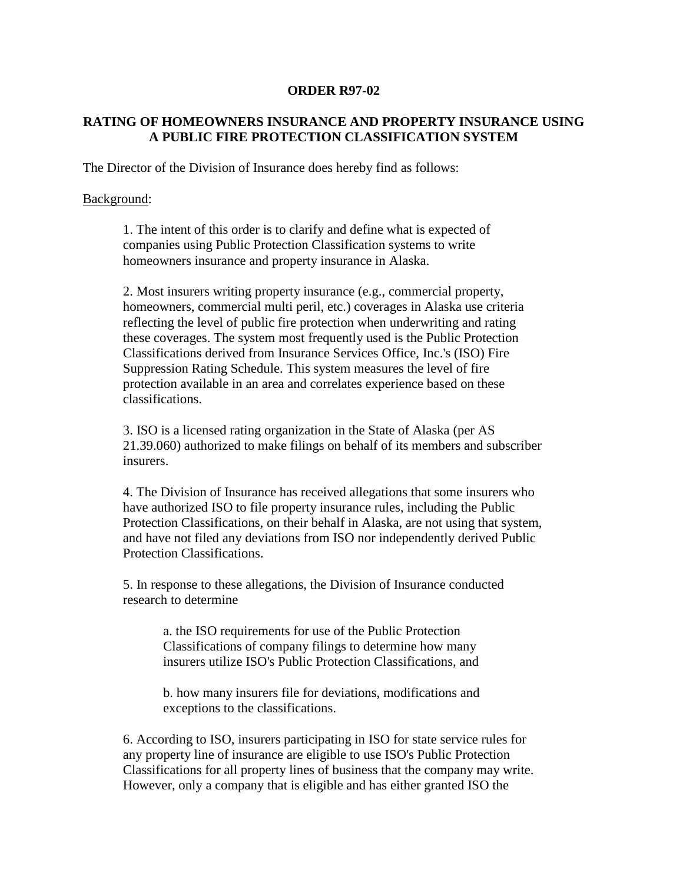**ORDER R97-02**

**RATING OF HOMEOWNERS INSURANCE AND PROPERTY INSURANCE USING A PUBLIC FIRE PROTECTION CLASSIFICATION SYSTEM**

The Director of the Division of Insurance does hereby find as follows:

Background:

1. The intent of this order is to clarify and define what is expected of companies using Public Protection Classification systems to write homeowners insurance and property insurance in Alaska.

2. Most insurers writing property insurance (e.g., commercial property, homeowners, commercial multi peril, etc.) coverages in Alaska use criteria reflecting the level of public fire protection when underwriting and rating these coverages. The system most frequently used is the Public Protection Classifications derived from Insurance Services Office, Inc.'s (ISO) Fire Suppression Rating Schedule. This system measures the level of fire protection available in an area and correlates experience based on these classifications.

3. ISO is a licensed rating organization in the State of Alaska (per AS 21.39.060) authorized to make filings on behalf of its members and subscriber insurers.

4. The Division of Insurance has received allegations that some insurers who have authorized ISO to file property insurance rules, including the Public Protection Classifications, on their behalf in Alaska, are not using that system, and have not filed any deviations from ISO nor independently derived Public Protection Classifications.

5. In response to these allegations, the Division of Insurance conducted research to determine

   a. the ISO requirements for use of the Public Protection Classifications of company filings to determine how many insurers utilize ISO's Public Protection Classifications, and

   b. how many insurers file for deviations, modifications and exceptions to the classifications.

6. According to ISO, insurers participating in ISO for state service rules for any property line of insurance are eligible to use ISO's Public Protection Classifications for all property lines of business that the company may write. However, only a company that is eligible and has either granted ISO the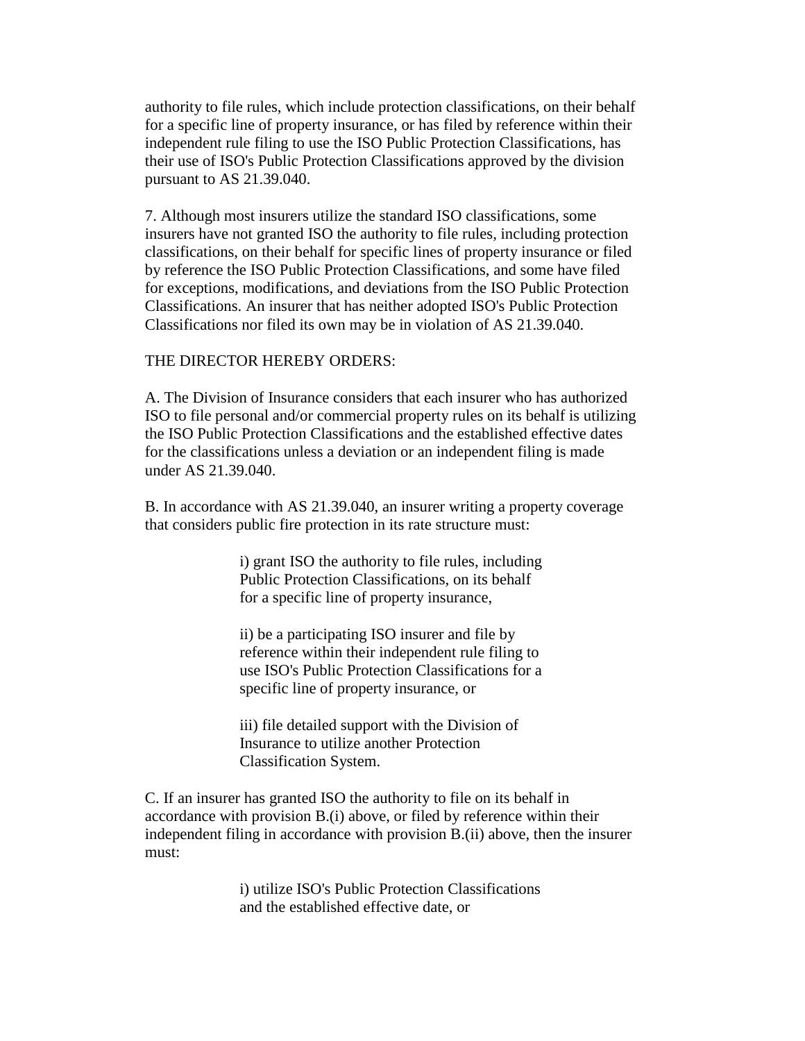authority to file rules, which include protection classifications, on their behalf for a specific line of property insurance, or has filed by reference within their independent rule filing to use the ISO Public Protection Classifications, has their use of ISO's Public Protection Classifications approved by the division pursuant to AS 21.39.040.

7. Although most insurers utilize the standard ISO classifications, some insurers have not granted ISO the authority to file rules, including protection classifications, on their behalf for specific lines of property insurance or filed by reference the ISO Public Protection Classifications, and some have filed for exceptions, modifications, and deviations from the ISO Public Protection Classifications. An insurer that has neither adopted ISO's Public Protection Classifications nor filed its own may be in violation of AS 21.39.040.

THE DIRECTOR HEREBY ORDERS:

A. The Division of Insurance considers that each insurer who has authorized ISO to file personal and/or commercial property rules on its behalf is utilizing the ISO Public Protection Classifications and the established effective dates for the classifications unless a deviation or an independent filing is made under AS 21.39.040.

B. In accordance with AS 21.39.040, an insurer writing a property coverage that considers public fire protection in its rate structure must:

> i) grant ISO the authority to file rules, including Public Protection Classifications, on its behalf for a specific line of property insurance,
>
> ii) be a participating ISO insurer and file by reference within their independent rule filing to use ISO's Public Protection Classifications for a specific line of property insurance, or
>
> iii) file detailed support with the Division of Insurance to utilize another Protection Classification System.

C. If an insurer has granted ISO the authority to file on its behalf in accordance with provision B.(i) above, or filed by reference within their independent filing in accordance with provision B.(ii) above, then the insurer must:

> i) utilize ISO's Public Protection Classifications and the established effective date, or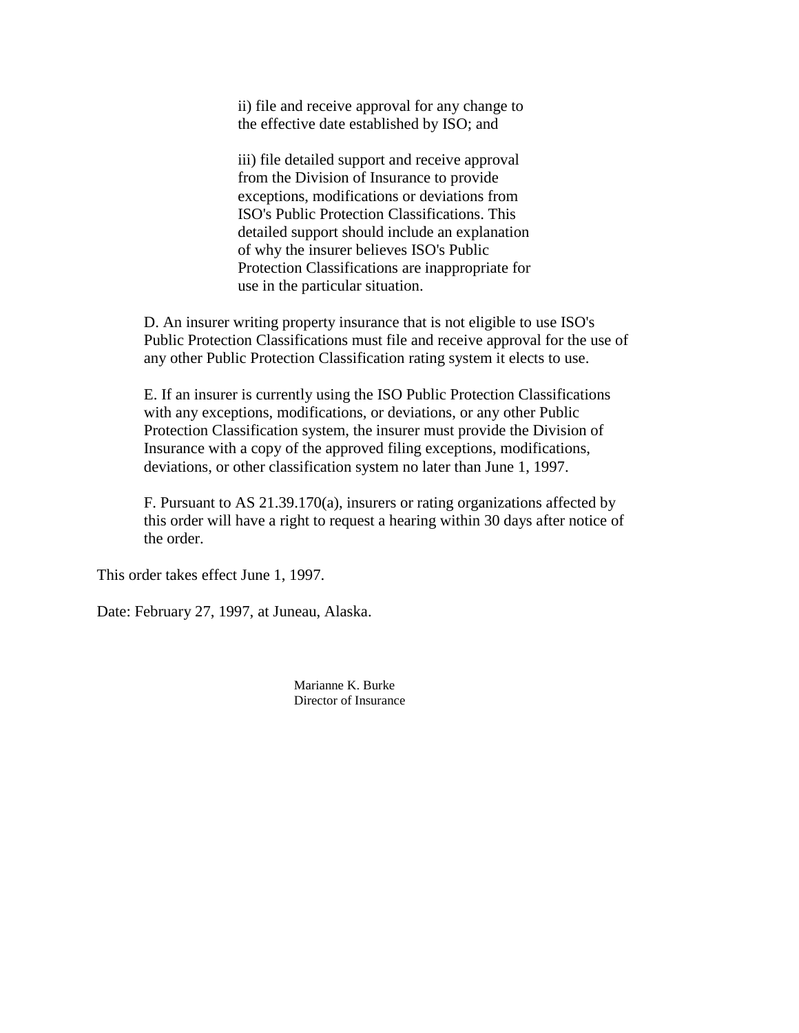ii) file and receive approval for any change to the effective date established by ISO; and

iii) file detailed support and receive approval from the Division of Insurance to provide exceptions, modifications or deviations from ISO's Public Protection Classifications. This detailed support should include an explanation of why the insurer believes ISO's Public Protection Classifications are inappropriate for use in the particular situation.

D. An insurer writing property insurance that is not eligible to use ISO's Public Protection Classifications must file and receive approval for the use of any other Public Protection Classification rating system it elects to use.

E. If an insurer is currently using the ISO Public Protection Classifications with any exceptions, modifications, or deviations, or any other Public Protection Classification system, the insurer must provide the Division of Insurance with a copy of the approved filing exceptions, modifications, deviations, or other classification system no later than June 1, 1997.

F. Pursuant to AS 21.39.170(a), insurers or rating organizations affected by this order will have a right to request a hearing within 30 days after notice of the order.

This order takes effect June 1, 1997.

Date: February 27, 1997, at Juneau, Alaska.

Marianne K. Burke
Director of Insurance